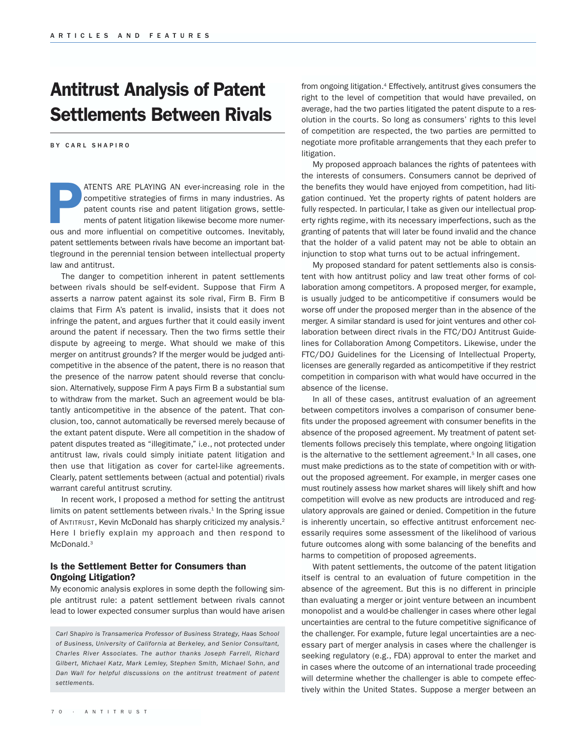# Antitrust Analysis of Patent Settlements Between Rivals

**BY CARL SHAPIRO**

PATENTS ARE PLAYING AN ever-increasing role in the competitive strategies of firms in many industries. As patent counts rise and patent litigation grows, settlements of patent litigation likewise become more numerous and more influential on competitive outcomes. Inevitably, patent settlements between rivals have become an important battleground in the perennial tension between intellectual property law and antitrust.

The danger to competition inherent in patent settlements between rivals should be self-evident. Suppose that Firm A asserts a narrow patent against its sole rival, Firm B. Firm B claims that Firm A's patent is invalid, insists that it does not infringe the patent, and argues further that it could easily invent around the patent if necessary. Then the two firms settle their dispute by agreeing to merge. What should we make of this merger on antitrust grounds? If the merger would be judged anticompetitive in the absence of the patent, there is no reason that the presence of the narrow patent should reverse that conclusion. Alternatively, suppose Firm A pays Firm B a substantial sum to withdraw from the market. Such an agreement would be blatantly anticompetitive in the absence of the patent. That conclusion, too, cannot automatically be reversed merely because of the extant patent dispute. Were all competition in the shadow of patent disputes treated as "illegitimate," i.e., not protected under antitrust law, rivals could simply initiate patent litigation and then use that litigation as cover for cartel-like agreements. Clearly, patent settlements between (actual and potential) rivals warrant careful antitrust scrutiny.

In recent work, I proposed a method for setting the antitrust limits on patent settlements between rivals.[1] In the Spring issue of ANTITRUST, Kevin McDonald has sharply criticized my analysis.[2] Here I briefly explain my approach and then respond to McDonald.[3]

### Is the Settlement Better for Consumers than Ongoing Litigation?

My economic analysis explores in some depth the following simple antitrust rule: a patent settlement between rivals cannot lead to lower expected consumer surplus than would have arisen from ongoing litigation.[4] Effectively, antitrust gives consumers the right to the level of competition that would have prevailed, on average, had the two parties litigated the patent dispute to a resolution in the courts. So long as consumers' rights to this level of competition are respected, the two parties are permitted to negotiate more profitable arrangements that they each prefer to litigation.

My proposed approach balances the rights of patentees with the interests of consumers. Consumers cannot be deprived of the benefits they would have enjoyed from competition, had litigation continued. Yet the property rights of patent holders are fully respected. In particular, I take as given our intellectual property rights regime, with its necessary imperfections, such as the granting of patents that will later be found invalid and the chance that the holder of a valid patent may not be able to obtain an injunction to stop what turns out to be actual infringement.

My proposed standard for patent settlements also is consistent with how antitrust policy and law treat other forms of collaboration among competitors. A proposed merger, for example, is usually judged to be anticompetitive if consumers would be worse off under the proposed merger than in the absence of the merger. A similar standard is used for joint ventures and other collaboration between direct rivals in the FTC/DOJ Antitrust Guidelines for Collaboration Among Competitors. Likewise, under the FTC/DOJ Guidelines for the Licensing of Intellectual Property, licenses are generally regarded as anticompetitive if they restrict competition in comparison with what would have occurred in the absence of the license.

In all of these cases, antitrust evaluation of an agreement between competitors involves a comparison of consumer benefits under the proposed agreement with consumer benefits in the absence of the proposed agreement. My treatment of patent settlements follows precisely this template, where ongoing litigation is the alternative to the settlement agreement.[5] In all cases, one must make predictions as to the state of competition with or without the proposed agreement. For example, in merger cases one must routinely assess how market shares will likely shift and how competition will evolve as new products are introduced and regulatory approvals are gained or denied. Competition in the future is inherently uncertain, so effective antitrust enforcement necessarily requires some assessment of the likelihood of various future outcomes along with some balancing of the benefits and harms to competition of proposed agreements.

With patent settlements, the outcome of the patent litigation itself is central to an evaluation of future competition in the absence of the agreement. But this is no different in principle than evaluating a merger or joint venture between an incumbent monopolist and a would-be challenger in cases where other legal uncertainties are central to the future competitive significance of the challenger. For example, future legal uncertainties are a necessary part of merger analysis in cases where the challenger is seeking regulatory (e.g., FDA) approval to enter the market and in cases where the outcome of an international trade proceeding will determine whether the challenger is able to compete effectively within the United States. Suppose a merger between an

*Carl Shapiro is Transamerica Professor of Business Strategy, Haas School of Business, University of California at Berkeley, and Senior Consultant, Charles River Associates. The author thanks Joseph Farrell, Richard Gilbert, Michael Katz, Mark Lemley, Stephen Smith, Michael Sohn, and Dan Wall for helpful discussions on the antitrust treatment of patent settlements.*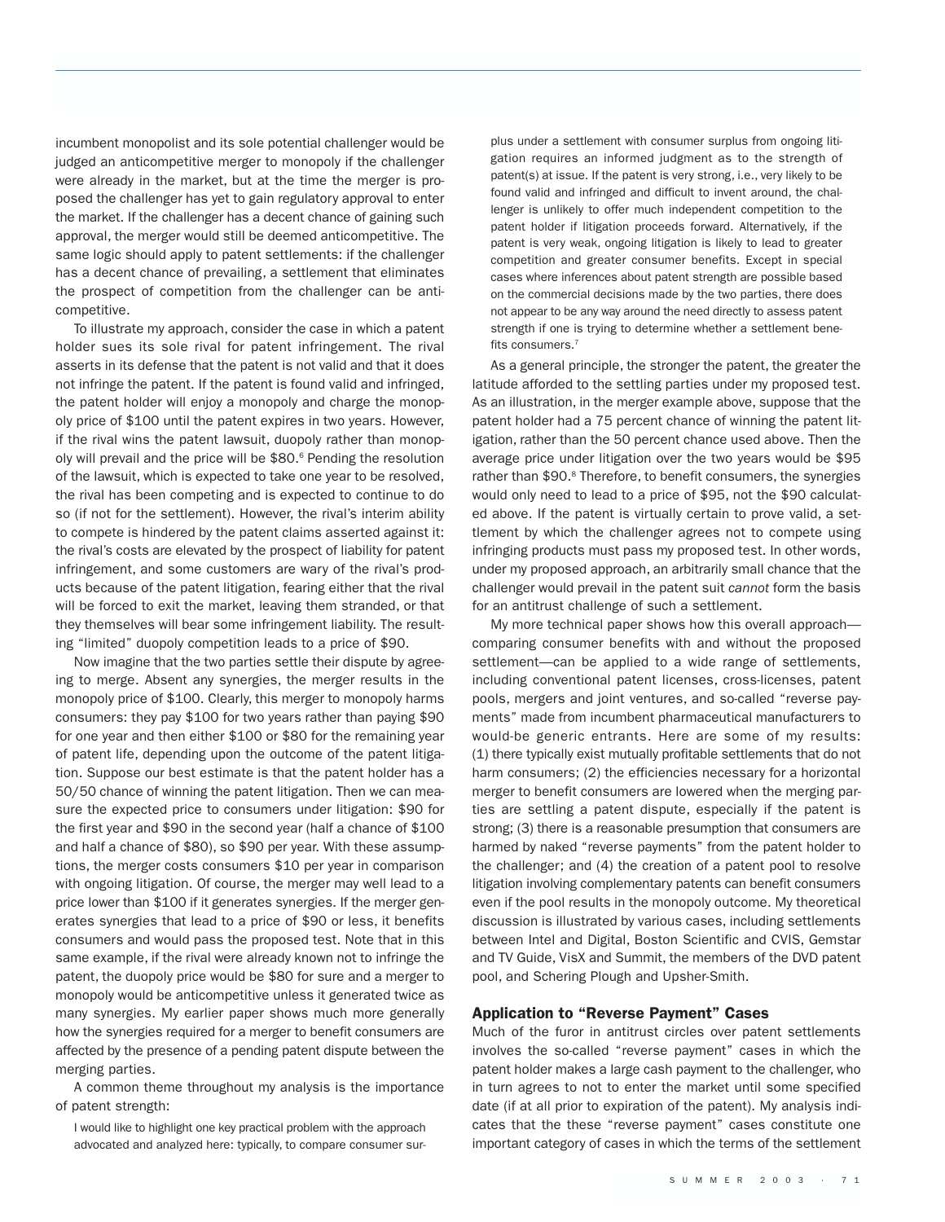incumbent monopolist and its sole potential challenger would be judged an anticompetitive merger to monopoly if the challenger were already in the market, but at the time the merger is proposed the challenger has yet to gain regulatory approval to enter the market. If the challenger has a decent chance of gaining such approval, the merger would still be deemed anticompetitive. The same logic should apply to patent settlements: if the challenger has a decent chance of prevailing, a settlement that eliminates the prospect of competition from the challenger can be anticompetitive.

To illustrate my approach, consider the case in which a patent holder sues its sole rival for patent infringement. The rival asserts in its defense that the patent is not valid and that it does not infringe the patent. If the patent is found valid and infringed, the patent holder will enjoy a monopoly and charge the monopoly price of $100 until the patent expires in two years. However, if the rival wins the patent lawsuit, duopoly rather than monopoly will prevail and the price will be $80.[6] Pending the resolution of the lawsuit, which is expected to take one year to be resolved, the rival has been competing and is expected to continue to do so (if not for the settlement). However, the rival's interim ability to compete is hindered by the patent claims asserted against it: the rival's costs are elevated by the prospect of liability for patent infringement, and some customers are wary of the rival's products because of the patent litigation, fearing either that the rival will be forced to exit the market, leaving them stranded, or that they themselves will bear some infringement liability. The resulting "limited" duopoly competition leads to a price of $90.

Now imagine that the two parties settle their dispute by agreeing to merge. Absent any synergies, the merger results in the monopoly price of $100. Clearly, this merger to monopoly harms consumers: they pay $100 for two years rather than paying $90 for one year and then either $100 or $80 for the remaining year of patent life, depending upon the outcome of the patent litigation. Suppose our best estimate is that the patent holder has a 50/50 chance of winning the patent litigation. Then we can measure the expected price to consumers under litigation: $90 for the first year and $90 in the second year (half a chance of $100 and half a chance of $80), so $90 per year. With these assumptions, the merger costs consumers $10 per year in comparison with ongoing litigation. Of course, the merger may well lead to a price lower than $100 if it generates synergies. If the merger generates synergies that lead to a price of $90 or less, it benefits consumers and would pass the proposed test. Note that in this same example, if the rival were already known not to infringe the patent, the duopoly price would be $80 for sure and a merger to monopoly would be anticompetitive unless it generated twice as many synergies. My earlier paper shows much more generally how the synergies required for a merger to benefit consumers are affected by the presence of a pending patent dispute between the merging parties.

A common theme throughout my analysis is the importance of patent strength:

> I would like to highlight one key practical problem with the approach advocated and analyzed here: typically, to compare consumer surplus under a settlement with consumer surplus from ongoing litigation requires an informed judgment as to the strength of patent(s) at issue. If the patent is very strong, i.e., very likely to be found valid and infringed and difficult to invent around, the challenger is unlikely to offer much independent competition to the patent holder if litigation proceeds forward. Alternatively, if the patent is very weak, ongoing litigation is likely to lead to greater competition and greater consumer benefits. Except in special cases where inferences about patent strength are possible based on the commercial decisions made by the two parties, there does not appear to be any way around the need directly to assess patent strength if one is trying to determine whether a settlement benefits consumers.[7]

As a general principle, the stronger the patent, the greater the latitude afforded to the settling parties under my proposed test. As an illustration, in the merger example above, suppose that the patent holder had a 75 percent chance of winning the patent litigation, rather than the 50 percent chance used above. Then the average price under litigation over the two years would be $95 rather than $90.[8] Therefore, to benefit consumers, the synergies would only need to lead to a price of $95, not the $90 calculated above. If the patent is virtually certain to prove valid, a settlement by which the challenger agrees not to compete using infringing products must pass my proposed test. In other words, under my proposed approach, an arbitrarily small chance that the challenger would prevail in the patent suit *cannot* form the basis for an antitrust challenge of such a settlement.

My more technical paper shows how this overall approach—comparing consumer benefits with and without the proposed settlement—can be applied to a wide range of settlements, including conventional patent licenses, cross-licenses, patent pools, mergers and joint ventures, and so-called "reverse payments" made from incumbent pharmaceutical manufacturers to would-be generic entrants. Here are some of my results: (1) there typically exist mutually profitable settlements that do not harm consumers; (2) the efficiencies necessary for a horizontal merger to benefit consumers are lowered when the merging parties are settling a patent dispute, especially if the patent is strong; (3) there is a reasonable presumption that consumers are harmed by naked "reverse payments" from the patent holder to the challenger; and (4) the creation of a patent pool to resolve litigation involving complementary patents can benefit consumers even if the pool results in the monopoly outcome. My theoretical discussion is illustrated by various cases, including settlements between Intel and Digital, Boston Scientific and CVIS, Gemstar and TV Guide, VisX and Summit, the members of the DVD patent pool, and Schering Plough and Upsher-Smith.

## Application to "Reverse Payment" Cases

Much of the furor in antitrust circles over patent settlements involves the so-called "reverse payment" cases in which the patent holder makes a large cash payment to the challenger, who in turn agrees to not to enter the market until some specified date (if at all prior to expiration of the patent). My analysis indicates that the these "reverse payment" cases constitute one important category of cases in which the terms of the settlement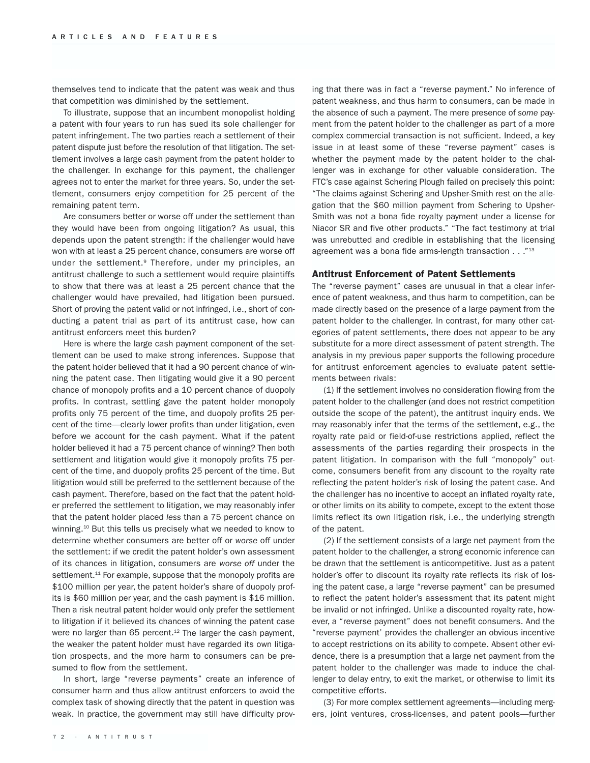themselves tend to indicate that the patent was weak and thus that competition was diminished by the settlement.

To illustrate, suppose that an incumbent monopolist holding a patent with four years to run has sued its sole challenger for patent infringement. The two parties reach a settlement of their patent dispute just before the resolution of that litigation. The settlement involves a large cash payment from the patent holder to the challenger. In exchange for this payment, the challenger agrees not to enter the market for three years. So, under the settlement, consumers enjoy competition for 25 percent of the remaining patent term.

Are consumers better or worse off under the settlement than they would have been from ongoing litigation? As usual, this depends upon the patent strength: if the challenger would have won with at least a 25 percent chance, consumers are worse off under the settlement.[9] Therefore, under my principles, an antitrust challenge to such a settlement would require plaintiffs to show that there was at least a 25 percent chance that the challenger would have prevailed, had litigation been pursued. Short of proving the patent valid or not infringed, i.e., short of conducting a patent trial as part of its antitrust case, how can antitrust enforcers meet this burden?

Here is where the large cash payment component of the settlement can be used to make strong inferences. Suppose that the patent holder believed that it had a 90 percent chance of winning the patent case. Then litigating would give it a 90 percent chance of monopoly profits and a 10 percent chance of duopoly profits. In contrast, settling gave the patent holder monopoly profits only 75 percent of the time, and duopoly profits 25 percent of the time—clearly lower profits than under litigation, even before we account for the cash payment. What if the patent holder believed it had a 75 percent chance of winning? Then both settlement and litigation would give it monopoly profits 75 percent of the time, and duopoly profits 25 percent of the time. But litigation would still be preferred to the settlement because of the cash payment. Therefore, based on the fact that the patent holder preferred the settlement to litigation, we may reasonably infer that the patent holder placed *less* than a 75 percent chance on winning.[10] But this tells us precisely what we needed to know to determine whether consumers are better off or *worse* off under the settlement: if we credit the patent holder's own assessment of its chances in litigation, consumers are *worse off* under the settlement.[11] For example, suppose that the monopoly profits are $100 million per year, the patent holder's share of duopoly profits is $60 million per year, and the cash payment is $16 million. Then a risk neutral patent holder would only prefer the settlement to litigation if it believed its chances of winning the patent case were no larger than 65 percent.[12] The larger the cash payment, the weaker the patent holder must have regarded its own litigation prospects, and the more harm to consumers can be presumed to flow from the settlement.

In short, large "reverse payments" create an inference of consumer harm and thus allow antitrust enforcers to avoid the complex task of showing directly that the patent in question was weak. In practice, the government may still have difficulty proving that there was in fact a "reverse payment." No inference of patent weakness, and thus harm to consumers, can be made in the absence of such a payment. The mere presence of *some* payment from the patent holder to the challenger as part of a more complex commercial transaction is not sufficient. Indeed, a key issue in at least some of these "reverse payment" cases is whether the payment made by the patent holder to the challenger was in exchange for other valuable consideration. The FTC's case against Schering Plough failed on precisely this point: "The claims against Schering and Upsher-Smith rest on the allegation that the $60 million payment from Schering to Upsher-Smith was not a bona fide royalty payment under a license for Niacor SR and five other products." "The fact testimony at trial was unrebutted and credible in establishing that the licensing agreement was a bona fide arms-length transaction . . ."[13]

## Antitrust Enforcement of Patent Settlements

The "reverse payment" cases are unusual in that a clear inference of patent weakness, and thus harm to competition, can be made directly based on the presence of a large payment from the patent holder to the challenger. In contrast, for many other categories of patent settlements, there does not appear to be any substitute for a more direct assessment of patent strength. The analysis in my previous paper supports the following procedure for antitrust enforcement agencies to evaluate patent settlements between rivals:

(1) If the settlement involves no consideration flowing from the patent holder to the challenger (and does not restrict competition outside the scope of the patent), the antitrust inquiry ends. We may reasonably infer that the terms of the settlement, e.g., the royalty rate paid or field-of-use restrictions applied, reflect the assessments of the parties regarding their prospects in the patent litigation. In comparison with the full "monopoly" outcome, consumers benefit from any discount to the royalty rate reflecting the patent holder's risk of losing the patent case. And the challenger has no incentive to accept an inflated royalty rate, or other limits on its ability to compete, except to the extent those limits reflect its own litigation risk, i.e., the underlying strength of the patent.

(2) If the settlement consists of a large net payment from the patent holder to the challenger, a strong economic inference can be drawn that the settlement is anticompetitive. Just as a patent holder's offer to discount its royalty rate reflects its risk of losing the patent case, a large "reverse payment" can be presumed to reflect the patent holder's assessment that its patent might be invalid or not infringed. Unlike a discounted royalty rate, however, a "reverse payment" does not benefit consumers. And the "reverse payment' provides the challenger an obvious incentive to accept restrictions on its ability to compete. Absent other evidence, there is a presumption that a large net payment from the patent holder to the challenger was made to induce the challenger to delay entry, to exit the market, or otherwise to limit its competitive efforts.

(3) For more complex settlement agreements—including mergers, joint ventures, cross-licenses, and patent pools—further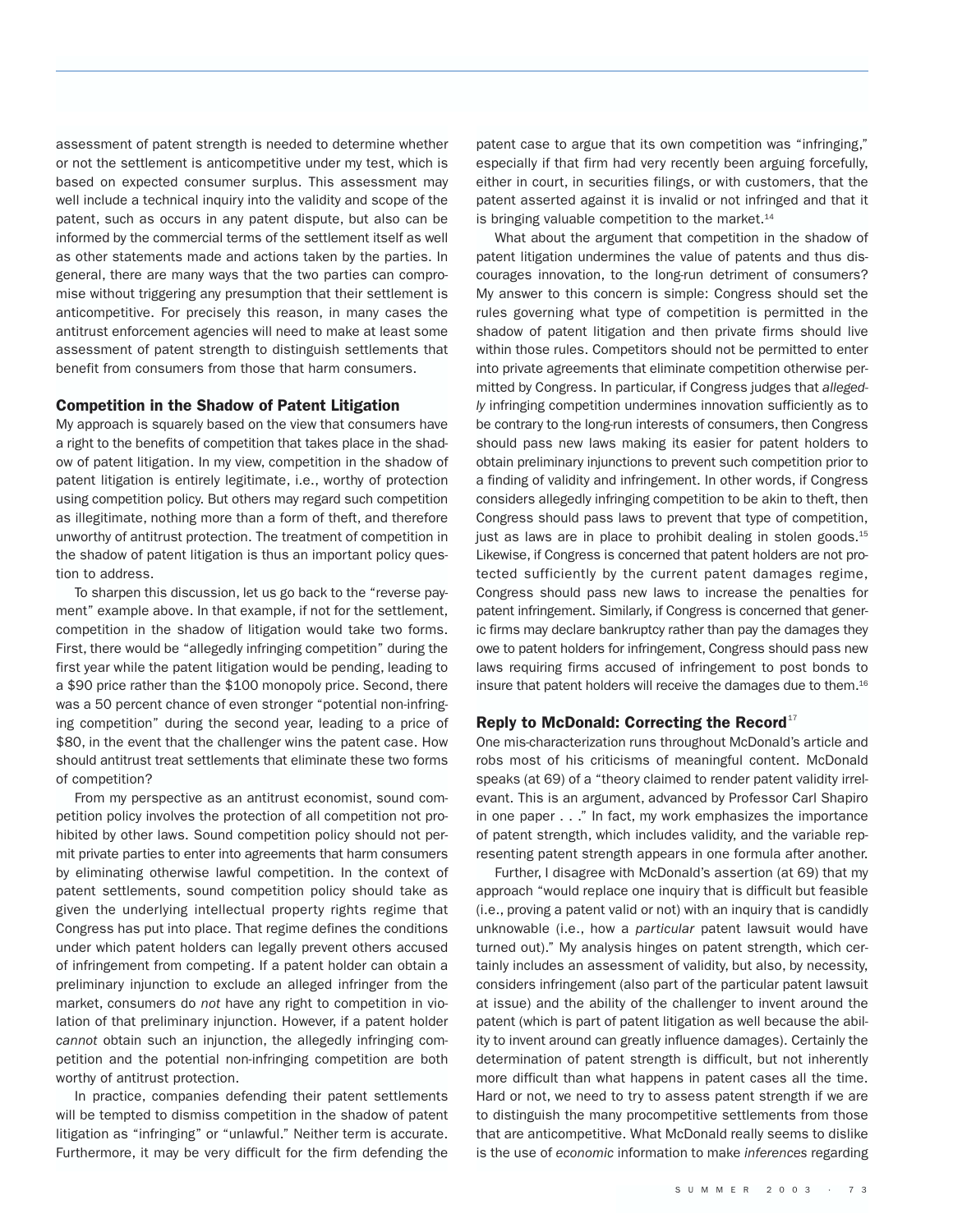assessment of patent strength is needed to determine whether or not the settlement is anticompetitive under my test, which is based on expected consumer surplus. This assessment may well include a technical inquiry into the validity and scope of the patent, such as occurs in any patent dispute, but also can be informed by the commercial terms of the settlement itself as well as other statements made and actions taken by the parties. In general, there are many ways that the two parties can compromise without triggering any presumption that their settlement is anticompetitive. For precisely this reason, in many cases the antitrust enforcement agencies will need to make at least some assessment of patent strength to distinguish settlements that benefit from consumers from those that harm consumers.

### Competition in the Shadow of Patent Litigation

My approach is squarely based on the view that consumers have a right to the benefits of competition that takes place in the shadow of patent litigation. In my view, competition in the shadow of patent litigation is entirely legitimate, i.e., worthy of protection using competition policy. But others may regard such competition as illegitimate, nothing more than a form of theft, and therefore unworthy of antitrust protection. The treatment of competition in the shadow of patent litigation is thus an important policy question to address.

To sharpen this discussion, let us go back to the "reverse payment" example above. In that example, if not for the settlement, competition in the shadow of litigation would take two forms. First, there would be "allegedly infringing competition" during the first year while the patent litigation would be pending, leading to a $90 price rather than the $100 monopoly price. Second, there was a 50 percent chance of even stronger "potential non-infringing competition" during the second year, leading to a price of $80, in the event that the challenger wins the patent case. How should antitrust treat settlements that eliminate these two forms of competition?

From my perspective as an antitrust economist, sound competition policy involves the protection of all competition not prohibited by other laws. Sound competition policy should not permit private parties to enter into agreements that harm consumers by eliminating otherwise lawful competition. In the context of patent settlements, sound competition policy should take as given the underlying intellectual property rights regime that Congress has put into place. That regime defines the conditions under which patent holders can legally prevent others accused of infringement from competing. If a patent holder can obtain a preliminary injunction to exclude an alleged infringer from the market, consumers do *not* have any right to competition in violation of that preliminary injunction. However, if a patent holder *cannot* obtain such an injunction, the allegedly infringing competition and the potential non-infringing competition are both worthy of antitrust protection.

In practice, companies defending their patent settlements will be tempted to dismiss competition in the shadow of patent litigation as "infringing" or "unlawful." Neither term is accurate. Furthermore, it may be very difficult for the firm defending the patent case to argue that its own competition was "infringing," especially if that firm had very recently been arguing forcefully, either in court, in securities filings, or with customers, that the patent asserted against it is invalid or not infringed and that it is bringing valuable competition to the market.[14]

What about the argument that competition in the shadow of patent litigation undermines the value of patents and thus discourages innovation, to the long-run detriment of consumers? My answer to this concern is simple: Congress should set the rules governing what type of competition is permitted in the shadow of patent litigation and then private firms should live within those rules. Competitors should not be permitted to enter into private agreements that eliminate competition otherwise permitted by Congress. In particular, if Congress judges that *allegedly* infringing competition undermines innovation sufficiently as to be contrary to the long-run interests of consumers, then Congress should pass new laws making its easier for patent holders to obtain preliminary injunctions to prevent such competition prior to a finding of validity and infringement. In other words, if Congress considers allegedly infringing competition to be akin to theft, then Congress should pass laws to prevent that type of competition, just as laws are in place to prohibit dealing in stolen goods.[15] Likewise, if Congress is concerned that patent holders are not protected sufficiently by the current patent damages regime, Congress should pass new laws to increase the penalties for patent infringement. Similarly, if Congress is concerned that generic firms may declare bankruptcy rather than pay the damages they owe to patent holders for infringement, Congress should pass new laws requiring firms accused of infringement to post bonds to insure that patent holders will receive the damages due to them.[16]

### Reply to McDonald: Correcting the Record[17]

One mis-characterization runs throughout McDonald's article and robs most of his criticisms of meaningful content. McDonald speaks (at 69) of a "theory claimed to render patent validity irrelevant. This is an argument, advanced by Professor Carl Shapiro in one paper . . ." In fact, my work emphasizes the importance of patent strength, which includes validity, and the variable representing patent strength appears in one formula after another.

Further, I disagree with McDonald's assertion (at 69) that my approach "would replace one inquiry that is difficult but feasible (i.e., proving a patent valid or not) with an inquiry that is candidly unknowable (i.e., how a *particular* patent lawsuit would have turned out)." My analysis hinges on patent strength, which certainly includes an assessment of validity, but also, by necessity, considers infringement (also part of the particular patent lawsuit at issue) and the ability of the challenger to invent around the patent (which is part of patent litigation as well because the ability to invent around can greatly influence damages). Certainly the determination of patent strength is difficult, but not inherently more difficult than what happens in patent cases all the time. Hard or not, we need to try to assess patent strength if we are to distinguish the many procompetitive settlements from those that are anticompetitive. What McDonald really seems to dislike is the use of *economic* information to make *inferences* regarding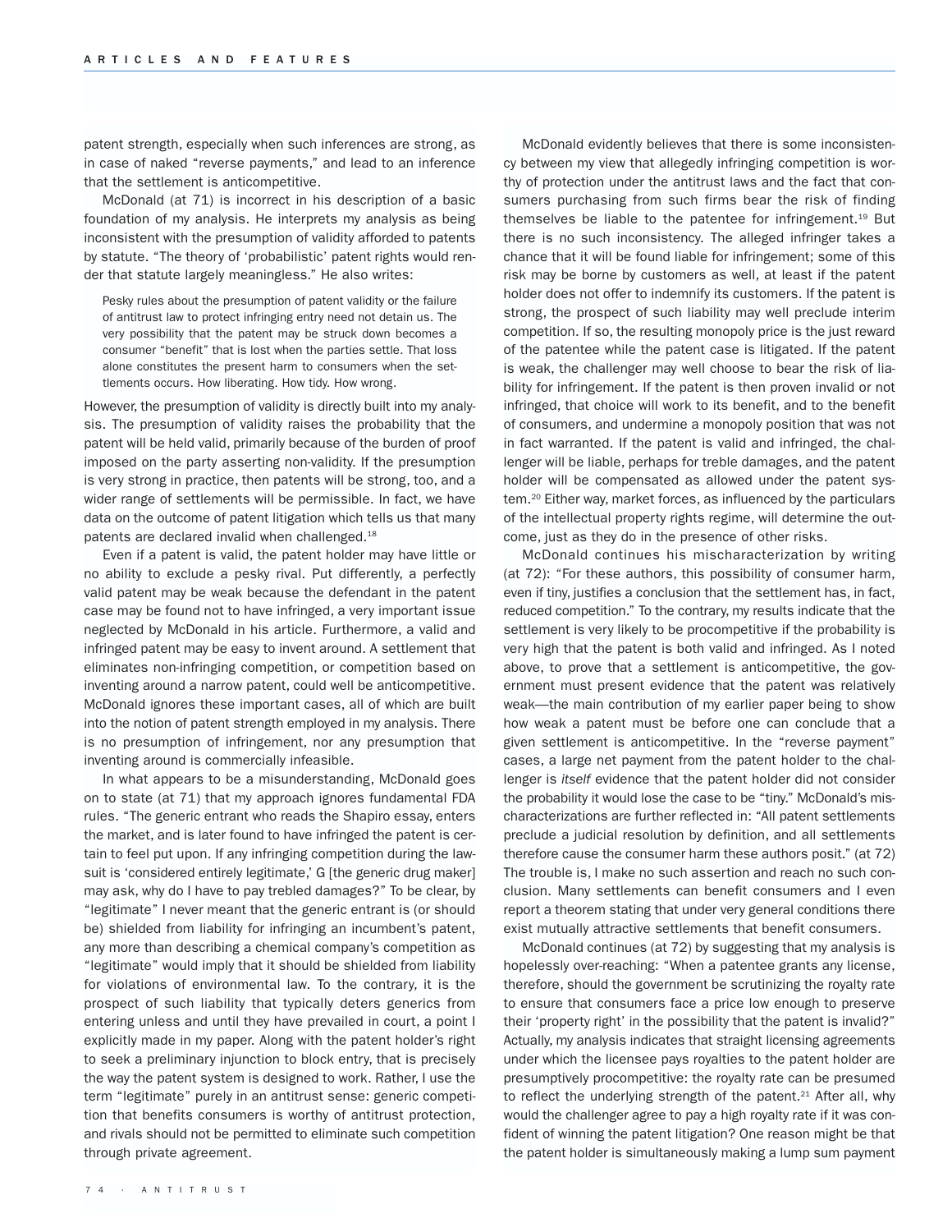patent strength, especially when such inferences are strong, as in case of naked "reverse payments," and lead to an inference that the settlement is anticompetitive.

McDonald (at 71) is incorrect in his description of a basic foundation of my analysis. He interprets my analysis as being inconsistent with the presumption of validity afforded to patents by statute. "The theory of 'probabilistic' patent rights would render that statute largely meaningless." He also writes:

> Pesky rules about the presumption of patent validity or the failure of antitrust law to protect infringing entry need not detain us. The very possibility that the patent may be struck down becomes a consumer "benefit" that is lost when the parties settle. That loss alone constitutes the present harm to consumers when the settlements occurs. How liberating. How tidy. How wrong.

However, the presumption of validity is directly built into my analysis. The presumption of validity raises the probability that the patent will be held valid, primarily because of the burden of proof imposed on the party asserting non-validity. If the presumption is very strong in practice, then patents will be strong, too, and a wider range of settlements will be permissible. In fact, we have data on the outcome of patent litigation which tells us that many patents are declared invalid when challenged.[18]

Even if a patent is valid, the patent holder may have little or no ability to exclude a pesky rival. Put differently, a perfectly valid patent may be weak because the defendant in the patent case may be found not to have infringed, a very important issue neglected by McDonald in his article. Furthermore, a valid and infringed patent may be easy to invent around. A settlement that eliminates non-infringing competition, or competition based on inventing around a narrow patent, could well be anticompetitive. McDonald ignores these important cases, all of which are built into the notion of patent strength employed in my analysis. There is no presumption of infringement, nor any presumption that inventing around is commercially infeasible.

In what appears to be a misunderstanding, McDonald goes on to state (at 71) that my approach ignores fundamental FDA rules. "The generic entrant who reads the Shapiro essay, enters the market, and is later found to have infringed the patent is certain to feel put upon. If any infringing competition during the lawsuit is 'considered entirely legitimate,' G [the generic drug maker] may ask, why do I have to pay trebled damages?" To be clear, by "legitimate" I never meant that the generic entrant is (or should be) shielded from liability for infringing an incumbent's patent, any more than describing a chemical company's competition as "legitimate" would imply that it should be shielded from liability for violations of environmental law. To the contrary, it is the prospect of such liability that typically deters generics from entering unless and until they have prevailed in court, a point I explicitly made in my paper. Along with the patent holder's right to seek a preliminary injunction to block entry, that is precisely the way the patent system is designed to work. Rather, I use the term "legitimate" purely in an antitrust sense: generic competition that benefits consumers is worthy of antitrust protection, and rivals should not be permitted to eliminate such competition through private agreement.

McDonald evidently believes that there is some inconsistency between my view that allegedly infringing competition is worthy of protection under the antitrust laws and the fact that consumers purchasing from such firms bear the risk of finding themselves be liable to the patentee for infringement.[19] But there is no such inconsistency. The alleged infringer takes a chance that it will be found liable for infringement; some of this risk may be borne by customers as well, at least if the patent holder does not offer to indemnify its customers. If the patent is strong, the prospect of such liability may well preclude interim competition. If so, the resulting monopoly price is the just reward of the patentee while the patent case is litigated. If the patent is weak, the challenger may well choose to bear the risk of liability for infringement. If the patent is then proven invalid or not infringed, that choice will work to its benefit, and to the benefit of consumers, and undermine a monopoly position that was not in fact warranted. If the patent is valid and infringed, the challenger will be liable, perhaps for treble damages, and the patent holder will be compensated as allowed under the patent system.[20] Either way, market forces, as influenced by the particulars of the intellectual property rights regime, will determine the outcome, just as they do in the presence of other risks.

McDonald continues his mischaracterization by writing (at 72): "For these authors, this possibility of consumer harm, even if tiny, justifies a conclusion that the settlement has, in fact, reduced competition." To the contrary, my results indicate that the settlement is very likely to be procompetitive if the probability is very high that the patent is both valid and infringed. As I noted above, to prove that a settlement is anticompetitive, the government must present evidence that the patent was relatively weak—the main contribution of my earlier paper being to show how weak a patent must be before one can conclude that a given settlement is anticompetitive. In the "reverse payment" cases, a large net payment from the patent holder to the challenger is *itself* evidence that the patent holder did not consider the probability it would lose the case to be "tiny." McDonald's mischaracterizations are further reflected in: "All patent settlements preclude a judicial resolution by definition, and all settlements therefore cause the consumer harm these authors posit." (at 72) The trouble is, I make no such assertion and reach no such conclusion. Many settlements can benefit consumers and I even report a theorem stating that under very general conditions there exist mutually attractive settlements that benefit consumers.

McDonald continues (at 72) by suggesting that my analysis is hopelessly over-reaching: "When a patentee grants any license, therefore, should the government be scrutinizing the royalty rate to ensure that consumers face a price low enough to preserve their 'property right' in the possibility that the patent is invalid?" Actually, my analysis indicates that straight licensing agreements under which the licensee pays royalties to the patent holder are presumptively procompetitive: the royalty rate can be presumed to reflect the underlying strength of the patent.[21] After all, why would the challenger agree to pay a high royalty rate if it was confident of winning the patent litigation? One reason might be that the patent holder is simultaneously making a lump sum payment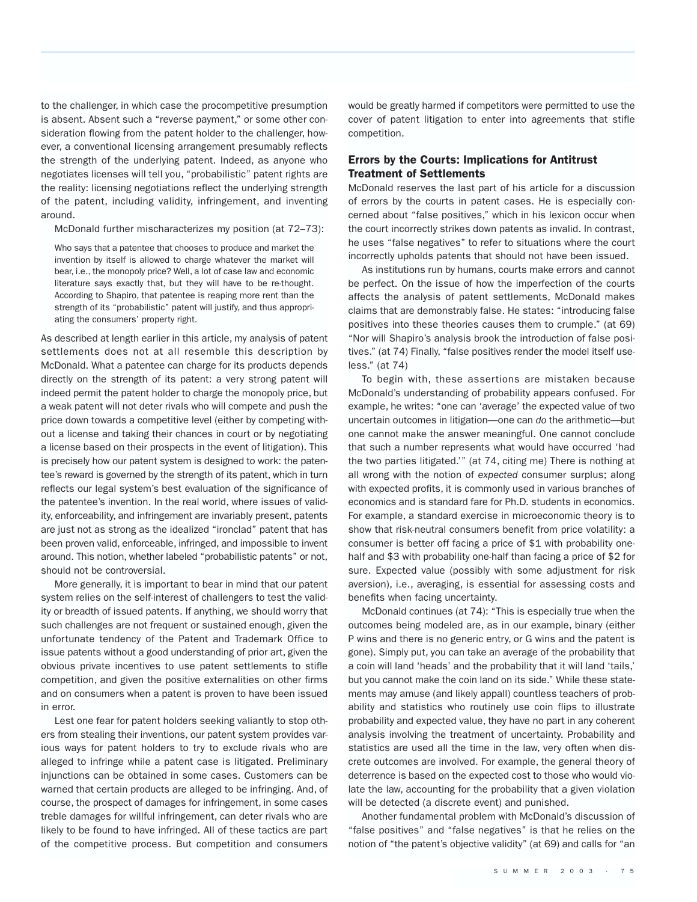to the challenger, in which case the procompetitive presumption is absent. Absent such a "reverse payment," or some other consideration flowing from the patent holder to the challenger, however, a conventional licensing arrangement presumably reflects the strength of the underlying patent. Indeed, as anyone who negotiates licenses will tell you, "probabilistic" patent rights are the reality: licensing negotiations reflect the underlying strength of the patent, including validity, infringement, and inventing around.

McDonald further mischaracterizes my position (at 72–73):

> Who says that a patentee that chooses to produce and market the invention by itself is allowed to charge whatever the market will bear, i.e., the monopoly price? Well, a lot of case law and economic literature says exactly that, but they will have to be re-thought. According to Shapiro, that patentee is reaping more rent than the strength of its "probabilistic" patent will justify, and thus appropriating the consumers' property right.

As described at length earlier in this article, my analysis of patent settlements does not at all resemble this description by McDonald. What a patentee can charge for its products depends directly on the strength of its patent: a very strong patent will indeed permit the patent holder to charge the monopoly price, but a weak patent will not deter rivals who will compete and push the price down towards a competitive level (either by competing without a license and taking their chances in court or by negotiating a license based on their prospects in the event of litigation). This is precisely how our patent system is designed to work: the patentee's reward is governed by the strength of its patent, which in turn reflects our legal system's best evaluation of the significance of the patentee's invention. In the real world, where issues of validity, enforceability, and infringement are invariably present, patents are just not as strong as the idealized "ironclad" patent that has been proven valid, enforceable, infringed, and impossible to invent around. This notion, whether labeled "probabilistic patents" or not, should not be controversial.

More generally, it is important to bear in mind that our patent system relies on the self-interest of challengers to test the validity or breadth of issued patents. If anything, we should worry that such challenges are not frequent or sustained enough, given the unfortunate tendency of the Patent and Trademark Office to issue patents without a good understanding of prior art, given the obvious private incentives to use patent settlements to stifle competition, and given the positive externalities on other firms and on consumers when a patent is proven to have been issued in error.

Lest one fear for patent holders seeking valiantly to stop others from stealing their inventions, our patent system provides various ways for patent holders to try to exclude rivals who are alleged to infringe while a patent case is litigated. Preliminary injunctions can be obtained in some cases. Customers can be warned that certain products are alleged to be infringing. And, of course, the prospect of damages for infringement, in some cases treble damages for willful infringement, can deter rivals who are likely to be found to have infringed. All of these tactics are part of the competitive process. But competition and consumers would be greatly harmed if competitors were permitted to use the cover of patent litigation to enter into agreements that stifle competition.

## Errors by the Courts: Implications for Antitrust Treatment of Settlements

McDonald reserves the last part of his article for a discussion of errors by the courts in patent cases. He is especially concerned about "false positives," which in his lexicon occur when the court incorrectly strikes down patents as invalid. In contrast, he uses "false negatives" to refer to situations where the court incorrectly upholds patents that should not have been issued.

As institutions run by humans, courts make errors and cannot be perfect. On the issue of how the imperfection of the courts affects the analysis of patent settlements, McDonald makes claims that are demonstrably false. He states: "introducing false positives into these theories causes them to crumple." (at 69) "Nor will Shapiro's analysis brook the introduction of false positives." (at 74) Finally, "false positives render the model itself useless." (at 74)

To begin with, these assertions are mistaken because McDonald's understanding of probability appears confused. For example, he writes: "one can 'average' the expected value of two uncertain outcomes in litigation—one can *do* the arithmetic—but one cannot make the answer meaningful. One cannot conclude that such a number represents what would have occurred 'had the two parties litigated.'" (at 74, citing me) There is nothing at all wrong with the notion of *expected* consumer surplus; along with expected profits, it is commonly used in various branches of economics and is standard fare for Ph.D. students in economics. For example, a standard exercise in microeconomic theory is to show that risk-neutral consumers benefit from price volatility: a consumer is better off facing a price of \$1 with probability one-half and \$3 with probability one-half than facing a price of \$2 for sure. Expected value (possibly with some adjustment for risk aversion), i.e., averaging, is essential for assessing costs and benefits when facing uncertainty.

McDonald continues (at 74): "This is especially true when the outcomes being modeled are, as in our example, binary (either P wins and there is no generic entry, or G wins and the patent is gone). Simply put, you can take an average of the probability that a coin will land 'heads' and the probability that it will land 'tails,' but you cannot make the coin land on its side." While these statements may amuse (and likely appall) countless teachers of probability and statistics who routinely use coin flips to illustrate probability and expected value, they have no part in any coherent analysis involving the treatment of uncertainty. Probability and statistics are used all the time in the law, very often when discrete outcomes are involved. For example, the general theory of deterrence is based on the expected cost to those who would violate the law, accounting for the probability that a given violation will be detected (a discrete event) and punished.

Another fundamental problem with McDonald's discussion of "false positives" and "false negatives" is that he relies on the notion of "the patent's objective validity" (at 69) and calls for "an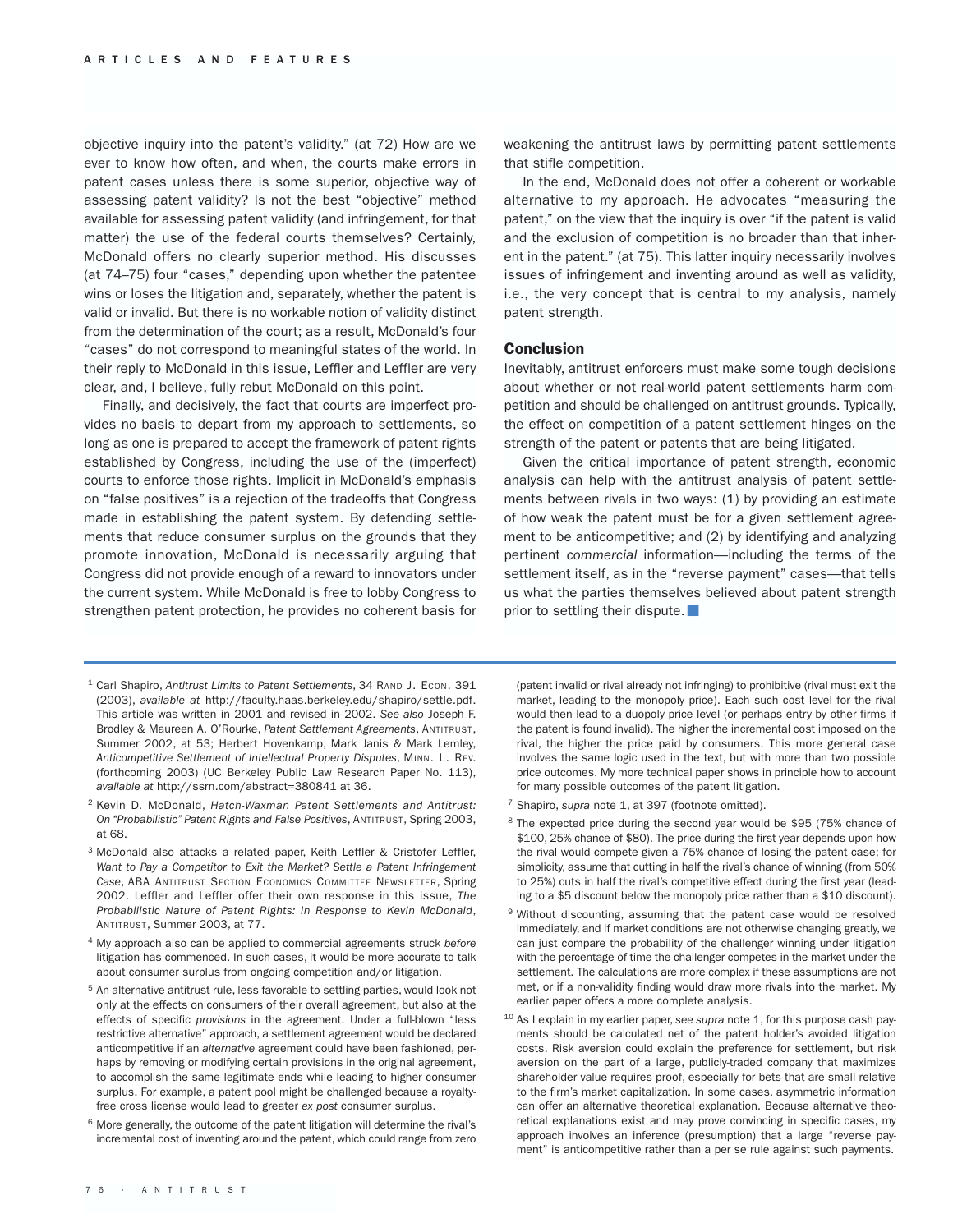objective inquiry into the patent's validity." (at 72) How are we ever to know how often, and when, the courts make errors in patent cases unless there is some superior, objective way of assessing patent validity? Is not the best "objective" method available for assessing patent validity (and infringement, for that matter) the use of the federal courts themselves? Certainly, McDonald offers no clearly superior method. His discusses (at 74–75) four "cases," depending upon whether the patentee wins or loses the litigation and, separately, whether the patent is valid or invalid. But there is no workable notion of validity distinct from the determination of the court; as a result, McDonald's four "cases" do not correspond to meaningful states of the world. In their reply to McDonald in this issue, Leffler and Leffler are very clear, and, I believe, fully rebut McDonald on this point.

Finally, and decisively, the fact that courts are imperfect provides no basis to depart from my approach to settlements, so long as one is prepared to accept the framework of patent rights established by Congress, including the use of the (imperfect) courts to enforce those rights. Implicit in McDonald's emphasis on "false positives" is a rejection of the tradeoffs that Congress made in establishing the patent system. By defending settlements that reduce consumer surplus on the grounds that they promote innovation, McDonald is necessarily arguing that Congress did not provide enough of a reward to innovators under the current system. While McDonald is free to lobby Congress to strengthen patent protection, he provides no coherent basis for weakening the antitrust laws by permitting patent settlements that stifle competition.

In the end, McDonald does not offer a coherent or workable alternative to my approach. He advocates "measuring the patent," on the view that the inquiry is over "if the patent is valid and the exclusion of competition is no broader than that inherent in the patent." (at 75). This latter inquiry necessarily involves issues of infringement and inventing around as well as validity, i.e., the very concept that is central to my analysis, namely patent strength.

## Conclusion

Inevitably, antitrust enforcers must make some tough decisions about whether or not real-world patent settlements harm competition and should be challenged on antitrust grounds. Typically, the effect on competition of a patent settlement hinges on the strength of the patent or patents that are being litigated.

Given the critical importance of patent strength, economic analysis can help with the antitrust analysis of patent settlements between rivals in two ways: (1) by providing an estimate of how weak the patent must be for a given settlement agreement to be anticompetitive; and (2) by identifying and analyzing pertinent *commercial* information—including the terms of the settlement itself, as in the "reverse payment" cases—that tells us what the parties themselves believed about patent strength prior to settling their dispute. ■

---

[1] Carl Shapiro, *Antitrust Limits to Patent Settlements*, 34 RAND J. ECON. 391 (2003), *available at* http://faculty.haas.berkeley.edu/shapiro/settle.pdf. This article was written in 2001 and revised in 2002. *See also* Joseph F. Brodley & Maureen A. O'Rourke, *Patent Settlement Agreements*, ANTITRUST, Summer 2002, at 53; Herbert Hovenkamp, Mark Janis & Mark Lemley, *Anticompetitive Settlement of Intellectual Property Disputes*, MINN. L. REV. (forthcoming 2003) (UC Berkeley Public Law Research Paper No. 113), *available at* http://ssrn.com/abstract=380841 at 36.

[2] Kevin D. McDonald, *Hatch-Waxman Patent Settlements and Antitrust: On "Probabilistic" Patent Rights and False Positives*, ANTITRUST, Spring 2003, at 68.

[3] McDonald also attacks a related paper, Keith Leffler & Cristofer Leffler, *Want to Pay a Competitor to Exit the Market? Settle a Patent Infringement Case*, ABA ANTITRUST SECTION ECONOMICS COMMITTEE NEWSLETTER, Spring 2002. Leffler and Leffler offer their own response in this issue, *The Probabilistic Nature of Patent Rights: In Response to Kevin McDonald*, ANTITRUST, Summer 2003, at 77.

[4] My approach also can be applied to commercial agreements struck *before* litigation has commenced. In such cases, it would be more accurate to talk about consumer surplus from ongoing competition and/or litigation.

[5] An alternative antitrust rule, less favorable to settling parties, would look not only at the effects on consumers of their overall agreement, but also at the effects of specific *provisions* in the agreement. Under a full-blown "less restrictive alternative" approach, a settlement agreement would be declared anticompetitive if an *alternative* agreement could have been fashioned, perhaps by removing or modifying certain provisions in the original agreement, to accomplish the same legitimate ends while leading to higher consumer surplus. For example, a patent pool might be challenged because a royalty-free cross license would lead to greater *ex post* consumer surplus.

[6] More generally, the outcome of the patent litigation will determine the rival's incremental cost of inventing around the patent, which could range from zero (patent invalid or rival already not infringing) to prohibitive (rival must exit the market, leading to the monopoly price). Each such cost level for the rival would then lead to a duopoly price level (or perhaps entry by other firms if the patent is found invalid). The higher the incremental cost imposed on the rival, the higher the price paid by consumers. This more general case involves the same logic used in the text, but with more than two possible price outcomes. My more technical paper shows in principle how to account for many possible outcomes of the patent litigation.

[7] Shapiro, *supra* note 1, at 397 (footnote omitted).

[8] The expected price during the second year would be $95 (75% chance of $100, 25% chance of $80). The price during the first year depends upon how the rival would compete given a 75% chance of losing the patent case; for simplicity, assume that cutting in half the rival's chance of winning (from 50% to 25%) cuts in half the rival's competitive effect during the first year (leading to a $5 discount below the monopoly price rather than a $10 discount).

[9] Without discounting, assuming that the patent case would be resolved immediately, and if market conditions are not otherwise changing greatly, we can just compare the probability of the challenger winning under litigation with the percentage of time the challenger competes in the market under the settlement. The calculations are more complex if these assumptions are not met, or if a non-validity finding would draw more rivals into the market. My earlier paper offers a more complete analysis.

[10] As I explain in my earlier paper, *see supra* note 1, for this purpose cash payments should be calculated net of the patent holder's avoided litigation costs. Risk aversion could explain the preference for settlement, but risk aversion on the part of a large, publicly-traded company that maximizes shareholder value requires proof, especially for bets that are small relative to the firm's market capitalization. In some cases, asymmetric information can offer an alternative theoretical explanation. Because alternative theoretical explanations exist and may prove convincing in specific cases, my approach involves an inference (presumption) that a large "reverse payment" is anticompetitive rather than a per se rule against such payments.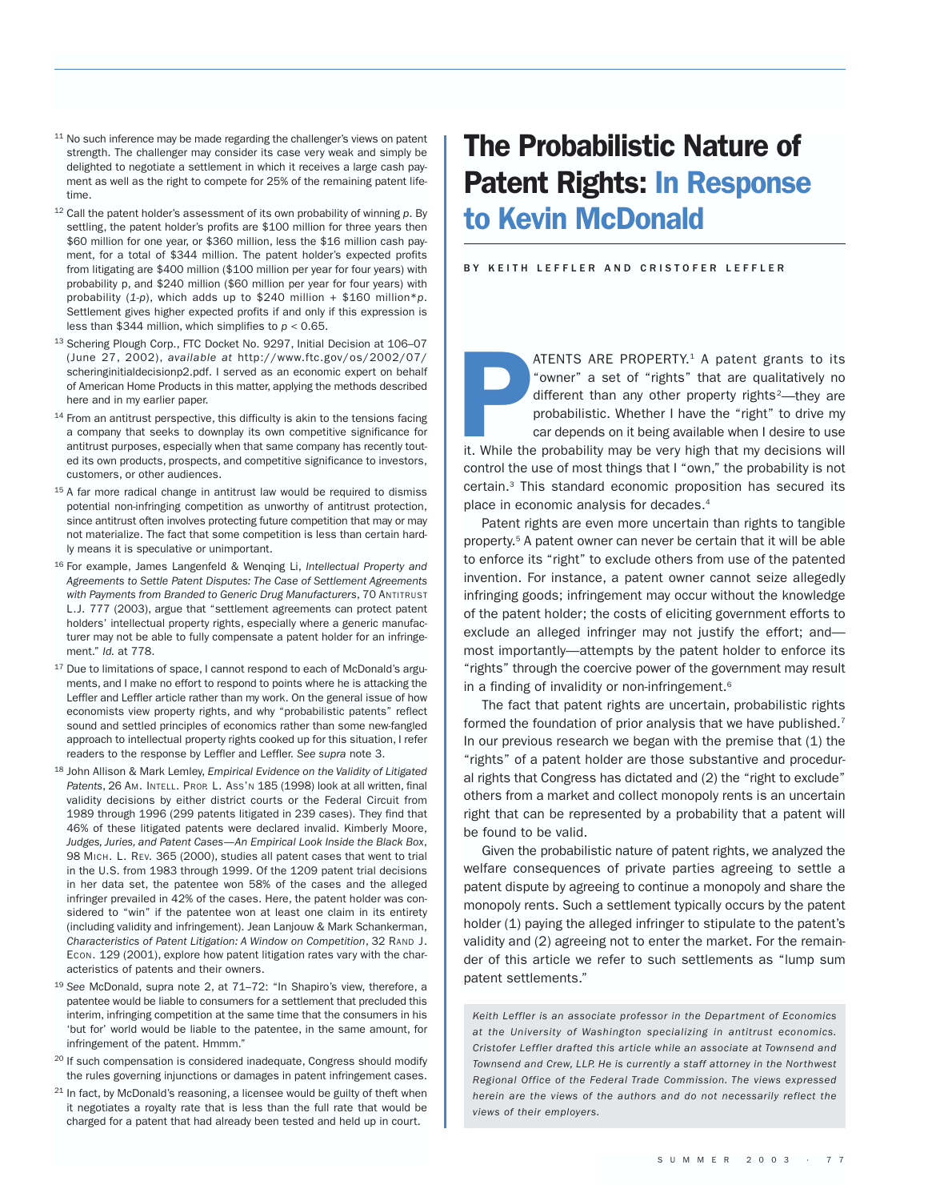[11] No such inference may be made regarding the challenger's views on patent strength. The challenger may consider its case very weak and simply be delighted to negotiate a settlement in which it receives a large cash payment as well as the right to compete for 25% of the remaining patent lifetime.

[12] Call the patent holder's assessment of its own probability of winning $p$. By settling, the patent holder's profits are \$100 million for three years then \$60 million for one year, or \$360 million, less the \$16 million cash payment, for a total of \$344 million. The patent holder's expected profits from litigating are \$400 million (\$100 million per year for four years) with probability p, and \$240 million (\$60 million per year for four years) with probability $(1-p)$, which adds up to \$240 million + \$160 million$*p$. Settlement gives higher expected profits if and only if this expression is less than \$344 million, which simplifies to $p < 0.65$.

[13] Schering Plough Corp., FTC Docket No. 9297, Initial Decision at 106–07 (June 27, 2002), *available at* http://www.ftc.gov/os/2002/07/scheringinitialdecisionp2.pdf. I served as an economic expert on behalf of American Home Products in this matter, applying the methods described here and in my earlier paper.

[14] From an antitrust perspective, this difficulty is akin to the tensions facing a company that seeks to downplay its own competitive significance for antitrust purposes, especially when that same company has recently touted its own products, prospects, and competitive significance to investors, customers, or other audiences.

[15] A far more radical change in antitrust law would be required to dismiss potential non-infringing competition as unworthy of antitrust protection, since antitrust often involves protecting future competition that may or may not materialize. The fact that some competition is less than certain hardly means it is speculative or unimportant.

[16] For example, James Langenfeld & Wenqing Li, *Intellectual Property and Agreements to Settle Patent Disputes: The Case of Settlement Agreements with Payments from Branded to Generic Drug Manufacturers*, 70 ANTITRUST L.J. 777 (2003), argue that "settlement agreements can protect patent holders' intellectual property rights, especially where a generic manufacturer may not be able to fully compensate a patent holder for an infringement." *Id.* at 778.

[17] Due to limitations of space, I cannot respond to each of McDonald's arguments, and I make no effort to respond to points where he is attacking the Leffler and Leffler article rather than my work. On the general issue of how economists view property rights, and why "probabilistic patents" reflect sound and settled principles of economics rather than some new-fangled approach to intellectual property rights cooked up for this situation, I refer readers to the response by Leffler and Leffler. *See supra* note 3.

[18] John Allison & Mark Lemley, *Empirical Evidence on the Validity of Litigated Patents*, 26 AM. INTELL. PROP. L. ASS'N 185 (1998) look at all written, final validity decisions by either district courts or the Federal Circuit from 1989 through 1996 (299 patents litigated in 239 cases). They find that 46% of these litigated patents were declared invalid. Kimberly Moore, *Judges, Juries, and Patent Cases—An Empirical Look Inside the Black Box*, 98 MICH. L. REV. 365 (2000), studies all patent cases that went to trial in the U.S. from 1983 through 1999. Of the 1209 patent trial decisions in her data set, the patentee won 58% of the cases and the alleged infringer prevailed in 42% of the cases. Here, the patent holder was considered to "win" if the patentee won at least one claim in its entirety (including validity and infringement). Jean Lanjouw & Mark Schankerman, *Characteristics of Patent Litigation: A Window on Competition*, 32 RAND J. ECON. 129 (2001), explore how patent litigation rates vary with the characteristics of patents and their owners.

[19] *See* McDonald, supra note 2, at 71–72: "In Shapiro's view, therefore, a patentee would be liable to consumers for a settlement that precluded this interim, infringing competition at the same time that the consumers in his 'but for' world would be liable to the patentee, in the same amount, for infringement of the patent. Hmmm."

[20] If such compensation is considered inadequate, Congress should modify the rules governing injunctions or damages in patent infringement cases.

[21] In fact, by McDonald's reasoning, a licensee would be guilty of theft when it negotiates a royalty rate that is less than the full rate that would be charged for a patent that had already been tested and held up in court.

# The Probabilistic Nature of Patent Rights: In Response to Kevin McDonald

**BY KEITH LEFFLER AND CRISTOFER LEFFLER**

PATENTS ARE PROPERTY.[1] A patent grants to its "owner" a set of "rights" that are qualitatively no different than any other property rights[2]—they are probabilistic. Whether I have the "right" to drive my car depends on it being available when I desire to use it. While the probability may be very high that my decisions will control the use of most things that I "own," the probability is not certain.[3] This standard economic proposition has secured its place in economic analysis for decades.[4]

Patent rights are even more uncertain than rights to tangible property.[5] A patent owner can never be certain that it will be able to enforce its "right" to exclude others from use of the patented invention. For instance, a patent owner cannot seize allegedly infringing goods; infringement may occur without the knowledge of the patent holder; the costs of eliciting government efforts to exclude an alleged infringer may not justify the effort; and—most importantly—attempts by the patent holder to enforce its "rights" through the coercive power of the government may result in a finding of invalidity or non-infringement.[6]

The fact that patent rights are uncertain, probabilistic rights formed the foundation of prior analysis that we have published.[7] In our previous research we began with the premise that (1) the "rights" of a patent holder are those substantive and procedural rights that Congress has dictated and (2) the "right to exclude" others from a market and collect monopoly rents is an uncertain right that can be represented by a probability that a patent will be found to be valid.

Given the probabilistic nature of patent rights, we analyzed the welfare consequences of private parties agreeing to settle a patent dispute by agreeing to continue a monopoly and share the monopoly rents. Such a settlement typically occurs by the patent holder (1) paying the alleged infringer to stipulate to the patent's validity and (2) agreeing not to enter the market. For the remainder of this article we refer to such settlements as "lump sum patent settlements."

*Keith Leffler is an associate professor in the Department of Economics at the University of Washington specializing in antitrust economics. Cristofer Leffler drafted this article while an associate at Townsend and Townsend and Crew, LLP. He is currently a staff attorney in the Northwest Regional Office of the Federal Trade Commission. The views expressed herein are the views of the authors and do not necessarily reflect the views of their employers.*